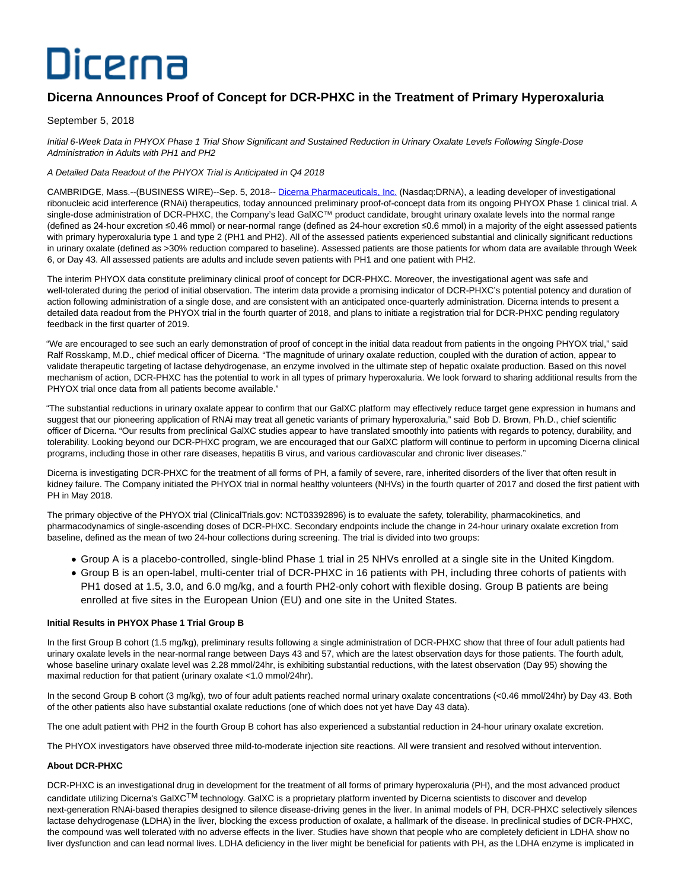# Dicerna

## Dicerna Announces Proof of Concept for DCR-PHXC in the Treatment of Primary Hyperoxaluria

September 5, 2018

*Initial 6-Week Data in PHYOX Phase 1 Trial Show Significant and Sustained Reduction in Urinary Oxalate Levels Following Single-Dose Administration in Adults with PH1 and PH2*

*A Detailed Data Readout of the PHYOX Trial is Anticipated in Q4 2018*

CAMBRIDGE, Mass.--(BUSINESS WIRE)--Sep. 5, 2018-- Dicerna Pharmaceuticals, Inc. (Nasdaq:DRNA), a leading developer of investigational ribonucleic acid interference (RNAi) therapeutics, today announced preliminary proof-of-concept data from its ongoing PHYOX Phase 1 clinical trial. A single-dose administration of DCR-PHXC, the Company's lead GalXC™ product candidate, brought urinary oxalate levels into the normal range (defined as 24-hour excretion ≤0.46 mmol) or near-normal range (defined as 24-hour excretion ≤0.6 mmol) in a majority of the eight assessed patients with primary hyperoxaluria type 1 and type 2 (PH1 and PH2). All of the assessed patients experienced substantial and clinically significant reductions in urinary oxalate (defined as >30% reduction compared to baseline). Assessed patients are those patients for whom data are available through Week 6, or Day 43. All assessed patients are adults and include seven patients with PH1 and one patient with PH2.

The interim PHYOX data constitute preliminary clinical proof of concept for DCR-PHXC. Moreover, the investigational agent was safe and well-tolerated during the period of initial observation. The interim data provide a promising indicator of DCR-PHXC's potential potency and duration of action following administration of a single dose, and are consistent with an anticipated once-quarterly administration. Dicerna intends to present a detailed data readout from the PHYOX trial in the fourth quarter of 2018, and plans to initiate a registration trial for DCR-PHXC pending regulatory feedback in the first quarter of 2019.

"We are encouraged to see such an early demonstration of proof of concept in the initial data readout from patients in the ongoing PHYOX trial," said Ralf Rosskamp, M.D., chief medical officer of Dicerna. "The magnitude of urinary oxalate reduction, coupled with the duration of action, appear to validate therapeutic targeting of lactase dehydrogenase, an enzyme involved in the ultimate step of hepatic oxalate production. Based on this novel mechanism of action, DCR-PHXC has the potential to work in all types of primary hyperoxaluria. We look forward to sharing additional results from the PHYOX trial once data from all patients become available."

"The substantial reductions in urinary oxalate appear to confirm that our GalXC platform may effectively reduce target gene expression in humans and suggest that our pioneering application of RNAi may treat all genetic variants of primary hyperoxaluria," said Bob D. Brown, Ph.D., chief scientific officer of Dicerna. "Our results from preclinical GalXC studies appear to have translated smoothly into patients with regards to potency, durability, and tolerability. Looking beyond our DCR-PHXC program, we are encouraged that our GalXC platform will continue to perform in upcoming Dicerna clinical programs, including those in other rare diseases, hepatitis B virus, and various cardiovascular and chronic liver diseases."

Dicerna is investigating DCR-PHXC for the treatment of all forms of PH, a family of severe, rare, inherited disorders of the liver that often result in kidney failure. The Company initiated the PHYOX trial in normal healthy volunteers (NHVs) in the fourth quarter of 2017 and dosed the first patient with PH in May 2018.

The primary objective of the PHYOX trial (ClinicalTrials.gov: NCT03392896) is to evaluate the safety, tolerability, pharmacokinetics, and pharmacodynamics of single-ascending doses of DCR-PHXC. Secondary endpoints include the change in 24-hour urinary oxalate excretion from baseline, defined as the mean of two 24-hour collections during screening. The trial is divided into two groups:

- Group A is a placebo-controlled, single-blind Phase 1 trial in 25 NHVs enrolled at a single site in the United Kingdom.
- Group B is an open-label, multi-center trial of DCR-PHXC in 16 patients with PH, including three cohorts of patients with PH1 dosed at 1.5, 3.0, and 6.0 mg/kg, and a fourth PH2-only cohort with flexible dosing. Group B patients are being enrolled at five sites in the European Union (EU) and one site in the United States.

**Initial Results in PHYOX Phase 1 Trial Group B**

In the first Group B cohort (1.5 mg/kg), preliminary results following a single administration of DCR-PHXC show that three of four adult patients had urinary oxalate levels in the near-normal range between Days 43 and 57, which are the latest observation days for those patients. The fourth adult, whose baseline urinary oxalate level was 2.28 mmol/24hr, is exhibiting substantial reductions, with the latest observation (Day 95) showing the maximal reduction for that patient (urinary oxalate <1.0 mmol/24hr).

In the second Group B cohort (3 mg/kg), two of four adult patients reached normal urinary oxalate concentrations (<0.46 mmol/24hr) by Day 43. Both of the other patients also have substantial oxalate reductions (one of which does not yet have Day 43 data).

The one adult patient with PH2 in the fourth Group B cohort has also experienced a substantial reduction in 24-hour urinary oxalate excretion.

The PHYOX investigators have observed three mild-to-moderate injection site reactions. All were transient and resolved without intervention.

**About DCR-PHXC**

DCR-PHXC is an investigational drug in development for the treatment of all forms of primary hyperoxaluria (PH), and the most advanced product candidate utilizing Dicerna's GalXC™ technology. GalXC is a proprietary platform invented by Dicerna scientists to discover and develop next-generation RNAi-based therapies designed to silence disease-driving genes in the liver. In animal models of PH, DCR-PHXC selectively silences lactase dehydrogenase (LDHA) in the liver, blocking the excess production of oxalate, a hallmark of the disease. In preclinical studies of DCR-PHXC, the compound was well tolerated with no adverse effects in the liver. Studies have shown that people who are completely deficient in LDHA show no liver dysfunction and can lead normal lives. LDHA deficiency in the liver might be beneficial for patients with PH, as the LDHA enzyme is implicated in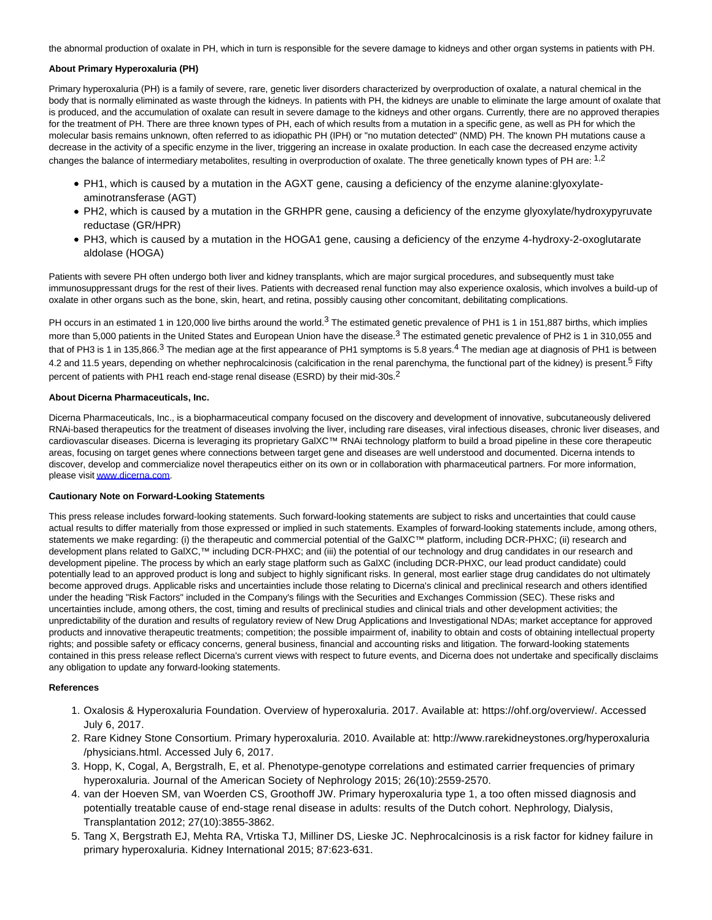the abnormal production of oxalate in PH, which in turn is responsible for the severe damage to kidneys and other organ systems in patients with PH.

**About Primary Hyperoxaluria (PH)**

Primary hyperoxaluria (PH) is a family of severe, rare, genetic liver disorders characterized by overproduction of oxalate, a natural chemical in the body that is normally eliminated as waste through the kidneys. In patients with PH, the kidneys are unable to eliminate the large amount of oxalate that is produced, and the accumulation of oxalate can result in severe damage to the kidneys and other organs. Currently, there are no approved therapies for the treatment of PH. There are three known types of PH, each of which results from a mutation in a specific gene, as well as PH for which the molecular basis remains unknown, often referred to as idiopathic PH (IPH) or "no mutation detected" (NMD) PH. The known PH mutations cause a decrease in the activity of a specific enzyme in the liver, triggering an increase in oxalate production. In each case the decreased enzyme activity changes the balance of intermediary metabolites, resulting in overproduction of oxalate. The three genetically known types of PH are: [1,2]

- PH1, which is caused by a mutation in the AGXT gene, causing a deficiency of the enzyme alanine:glyoxylate-aminotransferase (AGT)
- PH2, which is caused by a mutation in the GRHPR gene, causing a deficiency of the enzyme glyoxylate/hydroxypyruvate reductase (GR/HPR)
- PH3, which is caused by a mutation in the HOGA1 gene, causing a deficiency of the enzyme 4-hydroxy-2-oxoglutarate aldolase (HOGA)

Patients with severe PH often undergo both liver and kidney transplants, which are major surgical procedures, and subsequently must take immunosuppressant drugs for the rest of their lives. Patients with decreased renal function may also experience oxalosis, which involves a build-up of oxalate in other organs such as the bone, skin, heart, and retina, possibly causing other concomitant, debilitating complications.

PH occurs in an estimated 1 in 120,000 live births around the world.[3] The estimated genetic prevalence of PH1 is 1 in 151,887 births, which implies more than 5,000 patients in the United States and European Union have the disease.[3] The estimated genetic prevalence of PH2 is 1 in 310,055 and that of PH3 is 1 in 135,866.[3] The median age at the first appearance of PH1 symptoms is 5.8 years.[4] The median age at diagnosis of PH1 is between 4.2 and 11.5 years, depending on whether nephrocalcinosis (calcification in the renal parenchyma, the functional part of the kidney) is present.[5] Fifty percent of patients with PH1 reach end-stage renal disease (ESRD) by their mid-30s.[2]

**About Dicerna Pharmaceuticals, Inc.**

Dicerna Pharmaceuticals, Inc., is a biopharmaceutical company focused on the discovery and development of innovative, subcutaneously delivered RNAi-based therapeutics for the treatment of diseases involving the liver, including rare diseases, viral infectious diseases, chronic liver diseases, and cardiovascular diseases. Dicerna is leveraging its proprietary GalXC™ RNAi technology platform to build a broad pipeline in these core therapeutic areas, focusing on target genes where connections between target gene and diseases are well understood and documented. Dicerna intends to discover, develop and commercialize novel therapeutics either on its own or in collaboration with pharmaceutical partners. For more information, please visit www.dicerna.com.

**Cautionary Note on Forward-Looking Statements**

This press release includes forward-looking statements. Such forward-looking statements are subject to risks and uncertainties that could cause actual results to differ materially from those expressed or implied in such statements. Examples of forward-looking statements include, among others, statements we make regarding: (i) the therapeutic and commercial potential of the GalXC™ platform, including DCR-PHXC; (ii) research and development plans related to GalXC,™ including DCR-PHXC; and (iii) the potential of our technology and drug candidates in our research and development pipeline. The process by which an early stage platform such as GalXC (including DCR-PHXC, our lead product candidate) could potentially lead to an approved product is long and subject to highly significant risks. In general, most earlier stage drug candidates do not ultimately become approved drugs. Applicable risks and uncertainties include those relating to Dicerna's clinical and preclinical research and others identified under the heading "Risk Factors" included in the Company's filings with the Securities and Exchanges Commission (SEC). These risks and uncertainties include, among others, the cost, timing and results of preclinical studies and clinical trials and other development activities; the unpredictability of the duration and results of regulatory review of New Drug Applications and Investigational NDAs; market acceptance for approved products and innovative therapeutic treatments; competition; the possible impairment of, inability to obtain and costs of obtaining intellectual property rights; and possible safety or efficacy concerns, general business, financial and accounting risks and litigation. The forward-looking statements contained in this press release reflect Dicerna's current views with respect to future events, and Dicerna does not undertake and specifically disclaims any obligation to update any forward-looking statements.

**References**

1. Oxalosis & Hyperoxaluria Foundation. Overview of hyperoxaluria. 2017. Available at: https://ohf.org/overview/. Accessed July 6, 2017.
2. Rare Kidney Stone Consortium. Primary hyperoxaluria. 2010. Available at: http://www.rarekidneystones.org/hyperoxaluria/physicians.html. Accessed July 6, 2017.
3. Hopp, K, Cogal, A, Bergstralh, E, et al. Phenotype-genotype correlations and estimated carrier frequencies of primary hyperoxaluria. Journal of the American Society of Nephrology 2015; 26(10):2559-2570.
4. van der Hoeven SM, van Woerden CS, Groothoff JW. Primary hyperoxaluria type 1, a too often missed diagnosis and potentially treatable cause of end-stage renal disease in adults: results of the Dutch cohort. Nephrology, Dialysis, Transplantation 2012; 27(10):3855-3862.
5. Tang X, Bergstrath EJ, Mehta RA, Vrtiska TJ, Milliner DS, Lieske JC. Nephrocalcinosis is a risk factor for kidney failure in primary hyperoxaluria. Kidney International 2015; 87:623-631.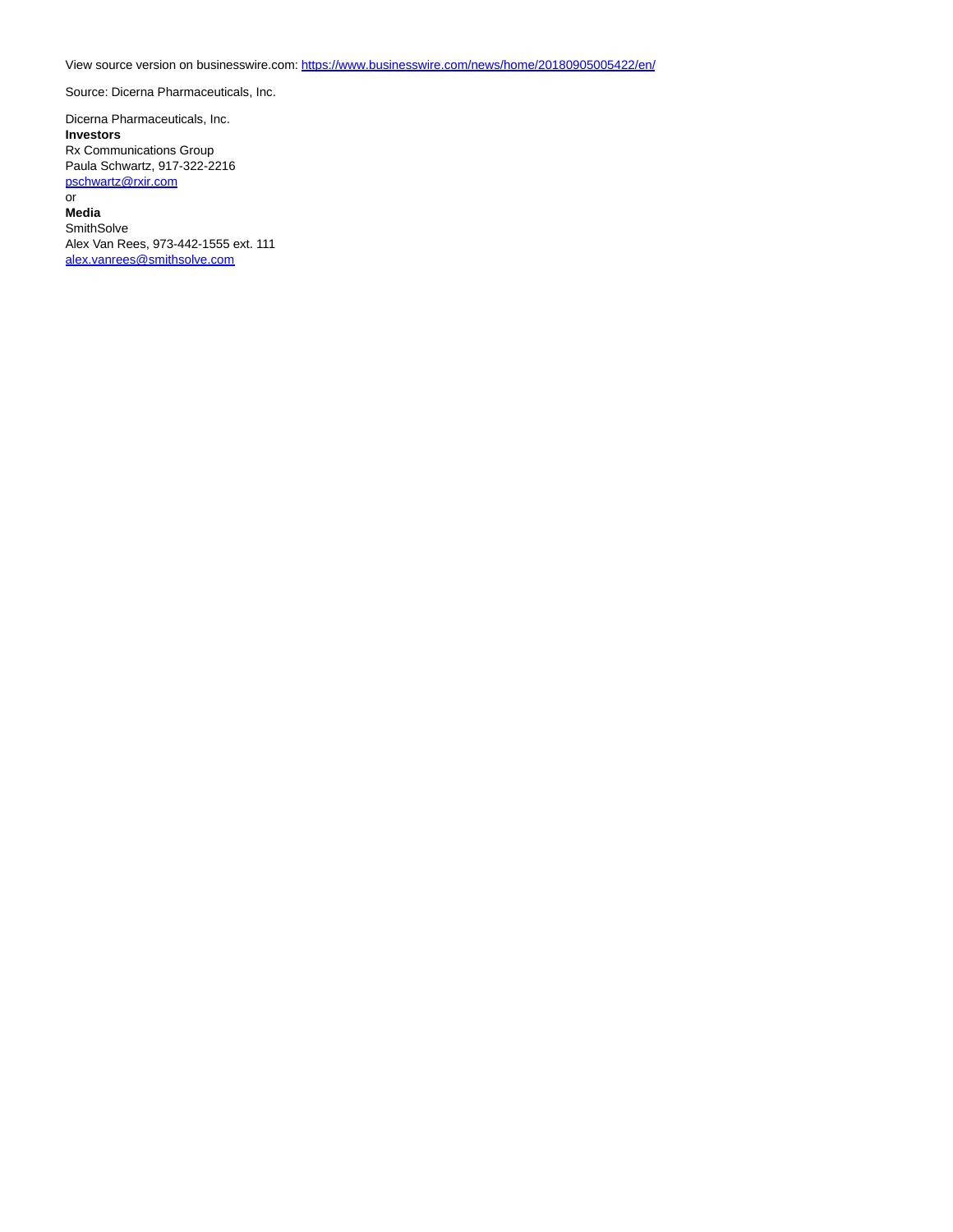View source version on businesswire.com: https://www.businesswire.com/news/home/20180905005422/en/

Source: Dicerna Pharmaceuticals, Inc.

Dicerna Pharmaceuticals, Inc.
**Investors**
Rx Communications Group
Paula Schwartz, 917-322-2216
pschwartz@rxir.com
or
**Media**
SmithSolve
Alex Van Rees, 973-442-1555 ext. 111
alex.vanrees@smithsolve.com